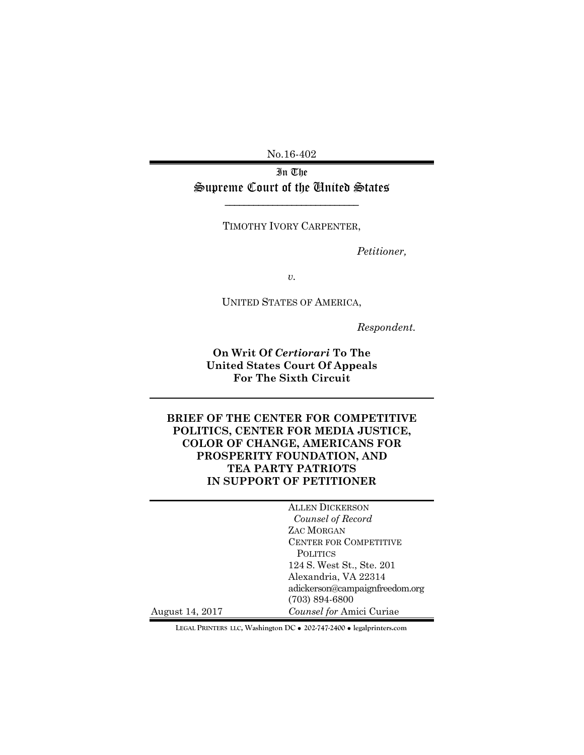No.16-402

# In The Supreme Court of the United States

\_\_\_\_\_\_\_\_\_\_\_\_\_\_\_\_\_\_\_\_\_\_\_\_\_\_

TIMOTHY IVORY CARPENTER,

*Petitioner,*

*v.*

UNITED STATES OF AMERICA,

*Respondent.*

**On Writ Of *Certiorari* To The United States Court Of Appeals For The Sixth Circuit**

## BRIEF OF THE CENTER FOR COMPETITIVE POLITICS, CENTER FOR MEDIA JUSTICE, COLOR OF CHANGE, AMERICANS FOR PROSPERITY FOUNDATION, AND TEA PARTY PATRIOTS IN SUPPORT OF PETITIONER

ALLEN DICKERSON
*Counsel of Record*
ZAC MORGAN
CENTER FOR COMPETITIVE POLITICS
124 S. West St., Ste. 201
Alexandria, VA 22314
adickerson@campaignfreedom.org
(703) 894-6800
*Counsel for* Amici Curiae

August 14, 2017

LEGAL PRINTERS LLC, Washington DC • 202-747-2400 • legalprinters.com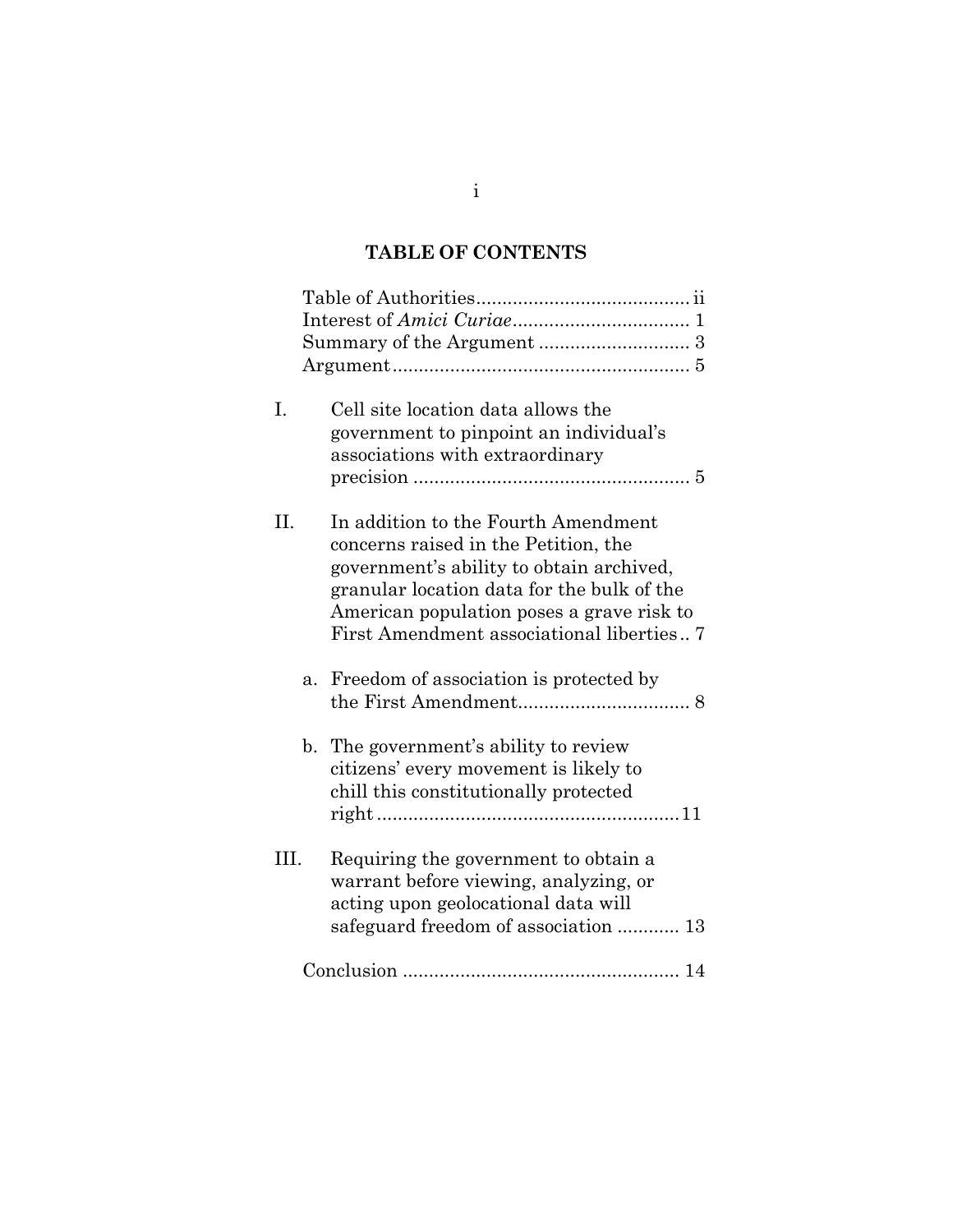## TABLE OF CONTENTS

Table of Authorities........................................ ii
Interest of *Amici Curiae*................................. 1
Summary of the Argument ............................ 3
Argument........................................................ 5

I. Cell site location data allows the government to pinpoint an individual's associations with extraordinary precision .................................................... 5

II. In addition to the Fourth Amendment concerns raised in the Petition, the government's ability to obtain archived, granular location data for the bulk of the American population poses a grave risk to First Amendment associational liberties.. 7

   a. Freedom of association is protected by the First Amendment................................ 8

   b. The government's ability to review citizens' every movement is likely to chill this constitutionally protected right.........................................................11

III. Requiring the government to obtain a warrant before viewing, analyzing, or acting upon geolocational data will safeguard freedom of association ............ 13

Conclusion .................................................... 14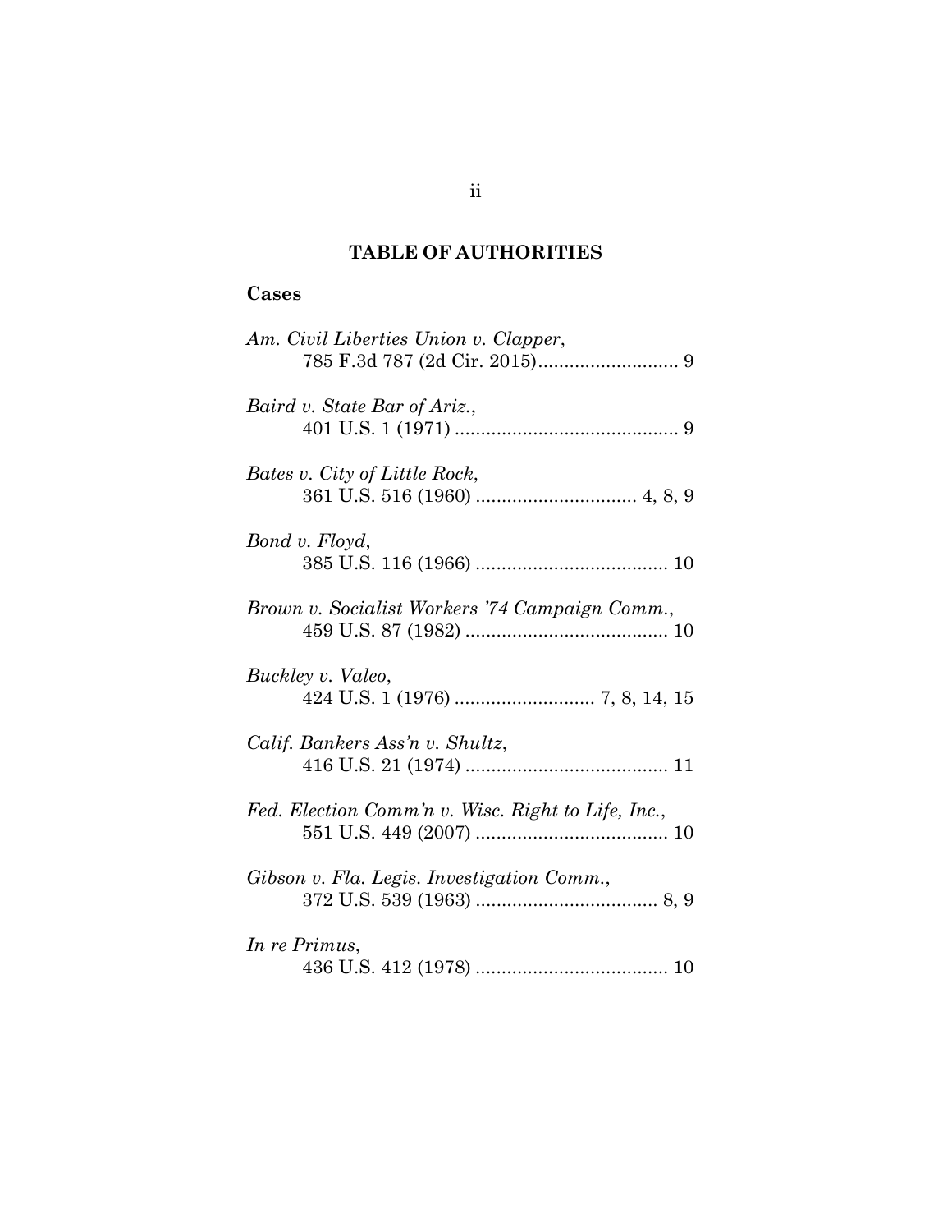# TABLE OF AUTHORITIES

## Cases

*Am. Civil Liberties Union v. Clapper*,
785 F.3d 787 (2d Cir. 2015)........................... 9

*Baird v. State Bar of Ariz.*,
401 U.S. 1 (1971) ........................................... 9

*Bates v. City of Little Rock*,
361 U.S. 516 (1960) ............................... 4, 8, 9

*Bond v. Floyd*,
385 U.S. 116 (1966) ..................................... 10

*Brown v. Socialist Workers '74 Campaign Comm.*,
459 U.S. 87 (1982) ....................................... 10

*Buckley v. Valeo*,
424 U.S. 1 (1976) ........................... 7, 8, 14, 15

*Calif. Bankers Ass'n v. Shultz*,
416 U.S. 21 (1974) ....................................... 11

*Fed. Election Comm'n v. Wisc. Right to Life, Inc.*,
551 U.S. 449 (2007) ..................................... 10

*Gibson v. Fla. Legis. Investigation Comm.*,
372 U.S. 539 (1963) ................................... 8, 9

*In re Primus*,
436 U.S. 412 (1978) ..................................... 10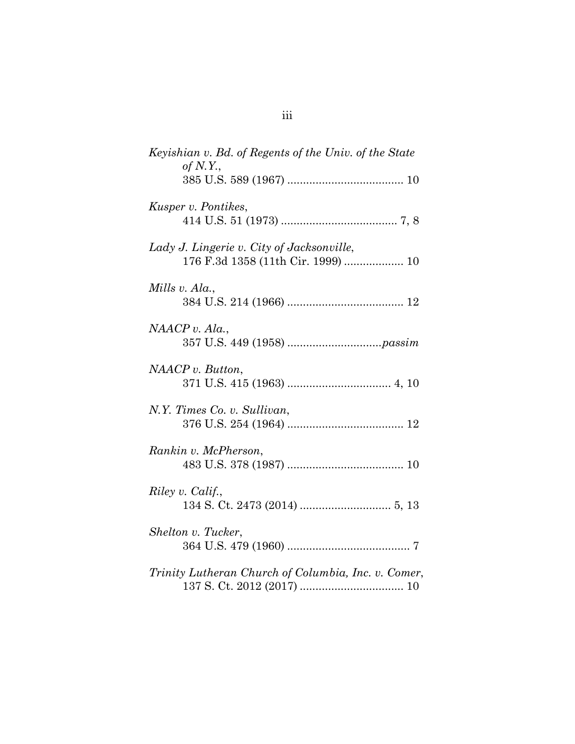*Keyishian v. Bd. of Regents of the Univ. of the State of N.Y.*,
385 U.S. 589 (1967) ..................................... 10

*Kusper v. Pontikes*,
414 U.S. 51 (1973) ..................................... 7, 8

*Lady J. Lingerie v. City of Jacksonville*,
176 F.3d 1358 (11th Cir. 1999) ................... 10

*Mills v. Ala.*,
384 U.S. 214 (1966) ..................................... 12

*NAACP v. Ala.*,
357 U.S. 449 (1958) ..............................*passim*

*NAACP v. Button*,
371 U.S. 415 (1963) ................................. 4, 10

*N.Y. Times Co. v. Sullivan*,
376 U.S. 254 (1964) ..................................... 12

*Rankin v. McPherson*,
483 U.S. 378 (1987) ..................................... 10

*Riley v. Calif.*,
134 S. Ct. 2473 (2014) ............................. 5, 13

*Shelton v. Tucker*,
364 U.S. 479 (1960) ....................................... 7

*Trinity Lutheran Church of Columbia, Inc. v. Comer*,
137 S. Ct. 2012 (2017) ................................. 10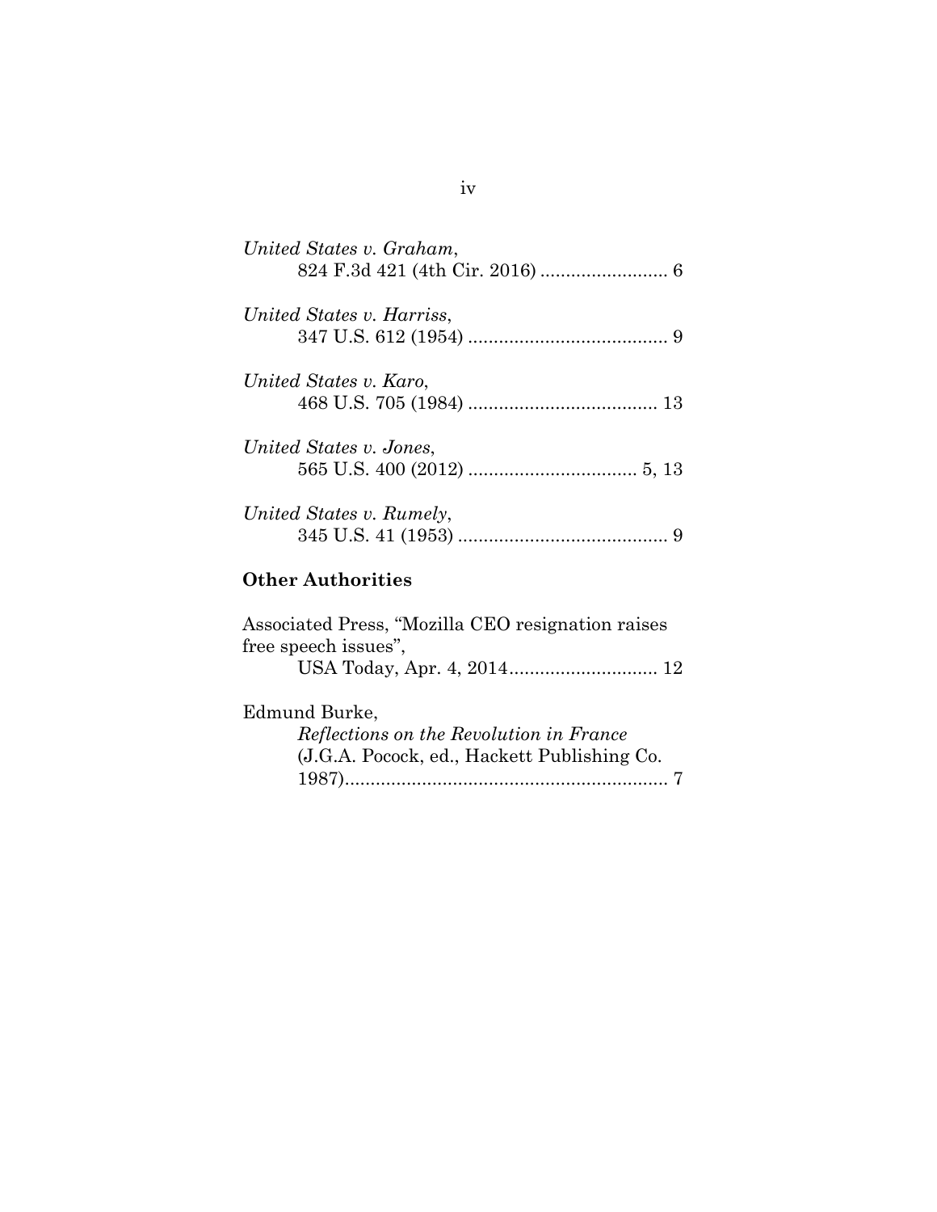*United States v. Graham*,
824 F.3d 421 (4th Cir. 2016) ......................... 6

*United States v. Harriss*,
347 U.S. 612 (1954) ....................................... 9

*United States v. Karo*,
468 U.S. 705 (1984) ..................................... 13

*United States v. Jones*,
565 U.S. 400 (2012) ................................. 5, 13

*United States v. Rumely*,
345 U.S. 41 (1953) ......................................... 9

**Other Authorities**

Associated Press, "Mozilla CEO resignation raises free speech issues",
USA Today, Apr. 4, 2014............................. 12

Edmund Burke,
*Reflections on the Revolution in France*
(J.G.A. Pocock, ed., Hackett Publishing Co. 1987)............................................................... 7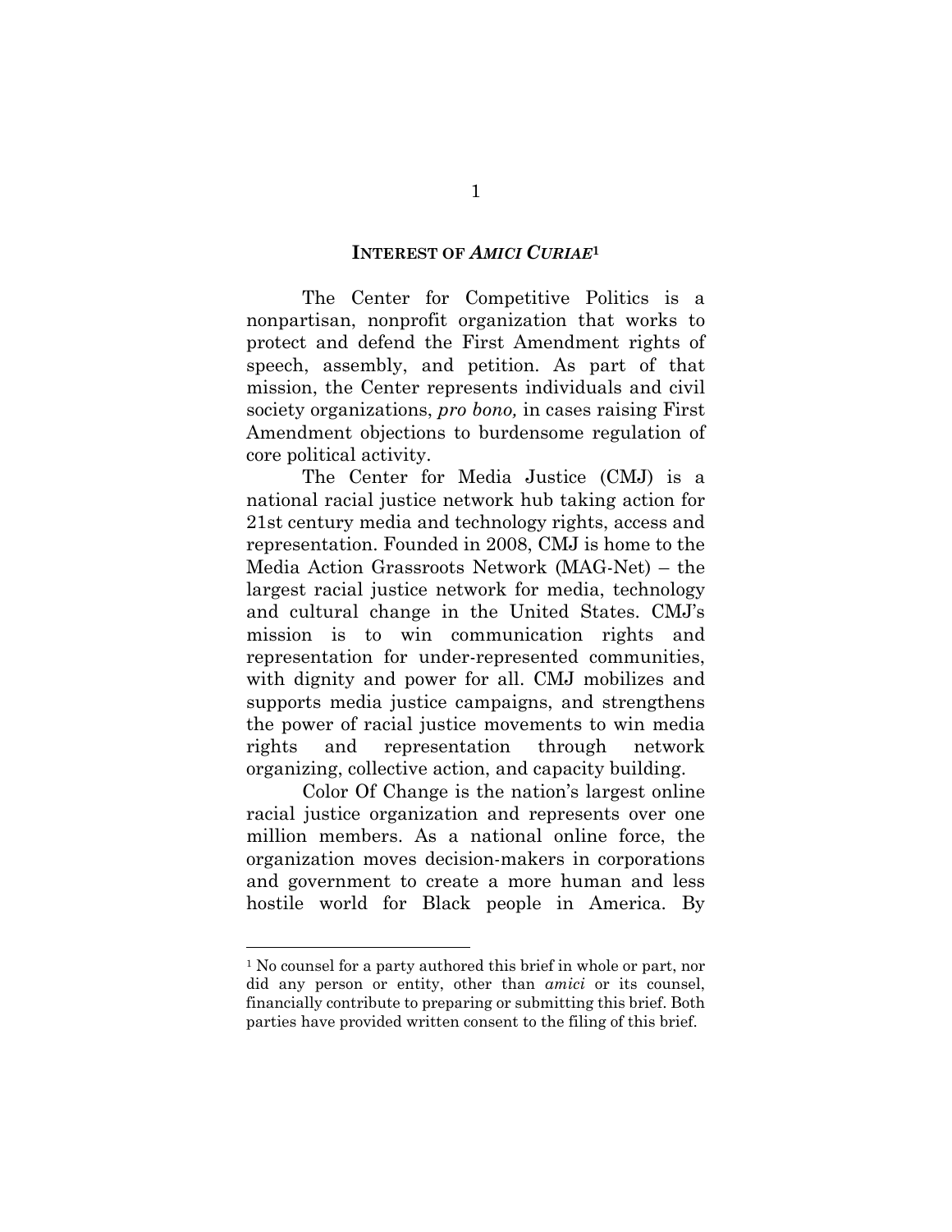## INTEREST OF *AMICI CURIAE*[1]

The Center for Competitive Politics is a nonpartisan, nonprofit organization that works to protect and defend the First Amendment rights of speech, assembly, and petition. As part of that mission, the Center represents individuals and civil society organizations, *pro bono,* in cases raising First Amendment objections to burdensome regulation of core political activity.

The Center for Media Justice (CMJ) is a national racial justice network hub taking action for 21st century media and technology rights, access and representation. Founded in 2008, CMJ is home to the Media Action Grassroots Network (MAG-Net) – the largest racial justice network for media, technology and cultural change in the United States. CMJ's mission is to win communication rights and representation for under-represented communities, with dignity and power for all. CMJ mobilizes and supports media justice campaigns, and strengthens the power of racial justice movements to win media rights and representation through network organizing, collective action, and capacity building.

Color Of Change is the nation's largest online racial justice organization and represents over one million members. As a national online force, the organization moves decision-makers in corporations and government to create a more human and less hostile world for Black people in America. By

---

[1] No counsel for a party authored this brief in whole or part, nor did any person or entity, other than *amici* or its counsel, financially contribute to preparing or submitting this brief. Both parties have provided written consent to the filing of this brief.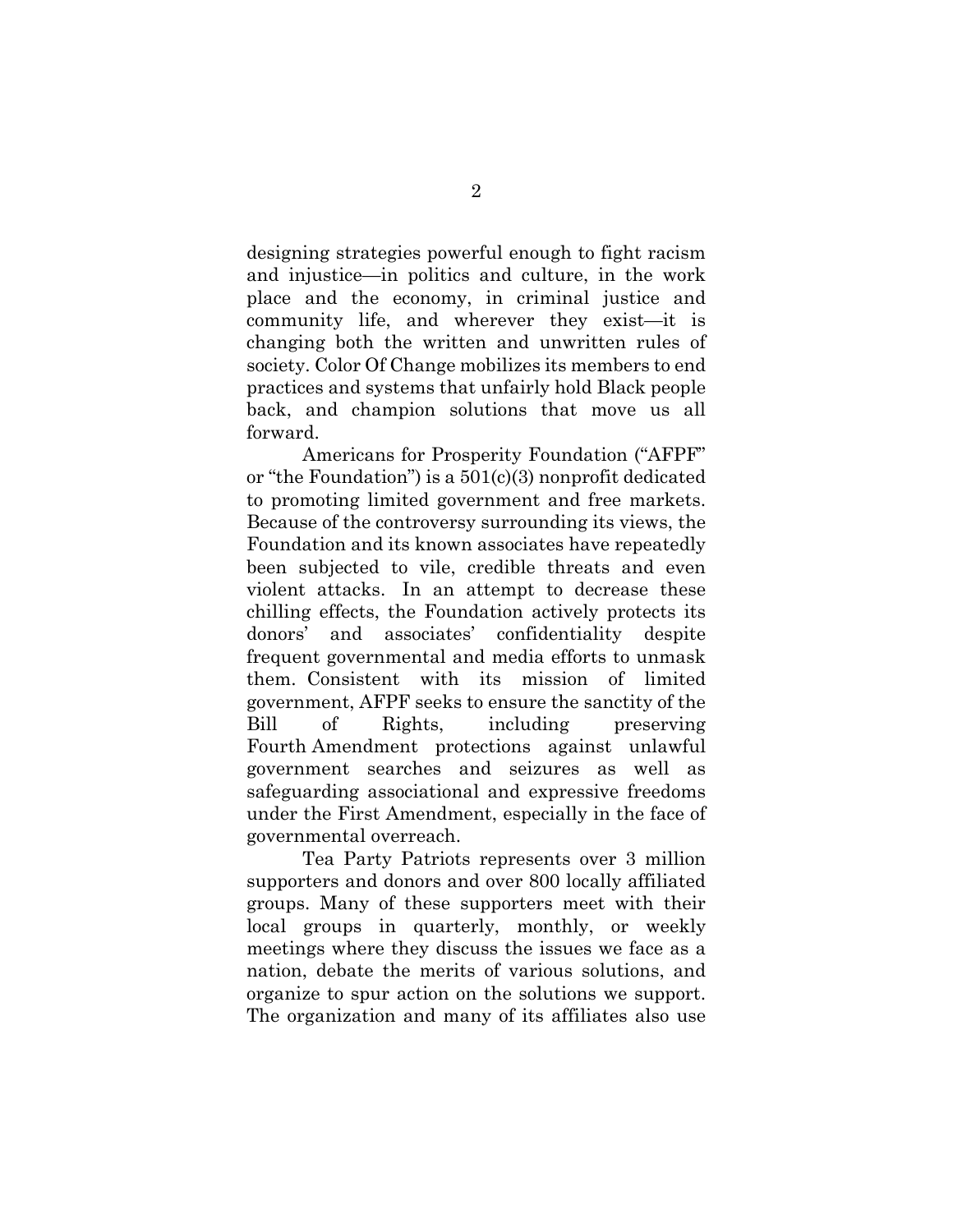designing strategies powerful enough to fight racism and injustice—in politics and culture, in the work place and the economy, in criminal justice and community life, and wherever they exist—it is changing both the written and unwritten rules of society. Color Of Change mobilizes its members to end practices and systems that unfairly hold Black people back, and champion solutions that move us all forward.

Americans for Prosperity Foundation ("AFPF" or "the Foundation") is a 501(c)(3) nonprofit dedicated to promoting limited government and free markets. Because of the controversy surrounding its views, the Foundation and its known associates have repeatedly been subjected to vile, credible threats and even violent attacks. In an attempt to decrease these chilling effects, the Foundation actively protects its donors' and associates' confidentiality despite frequent governmental and media efforts to unmask them. Consistent with its mission of limited government, AFPF seeks to ensure the sanctity of the Bill of Rights, including preserving Fourth Amendment protections against unlawful government searches and seizures as well as safeguarding associational and expressive freedoms under the First Amendment, especially in the face of governmental overreach.

Tea Party Patriots represents over 3 million supporters and donors and over 800 locally affiliated groups. Many of these supporters meet with their local groups in quarterly, monthly, or weekly meetings where they discuss the issues we face as a nation, debate the merits of various solutions, and organize to spur action on the solutions we support. The organization and many of its affiliates also use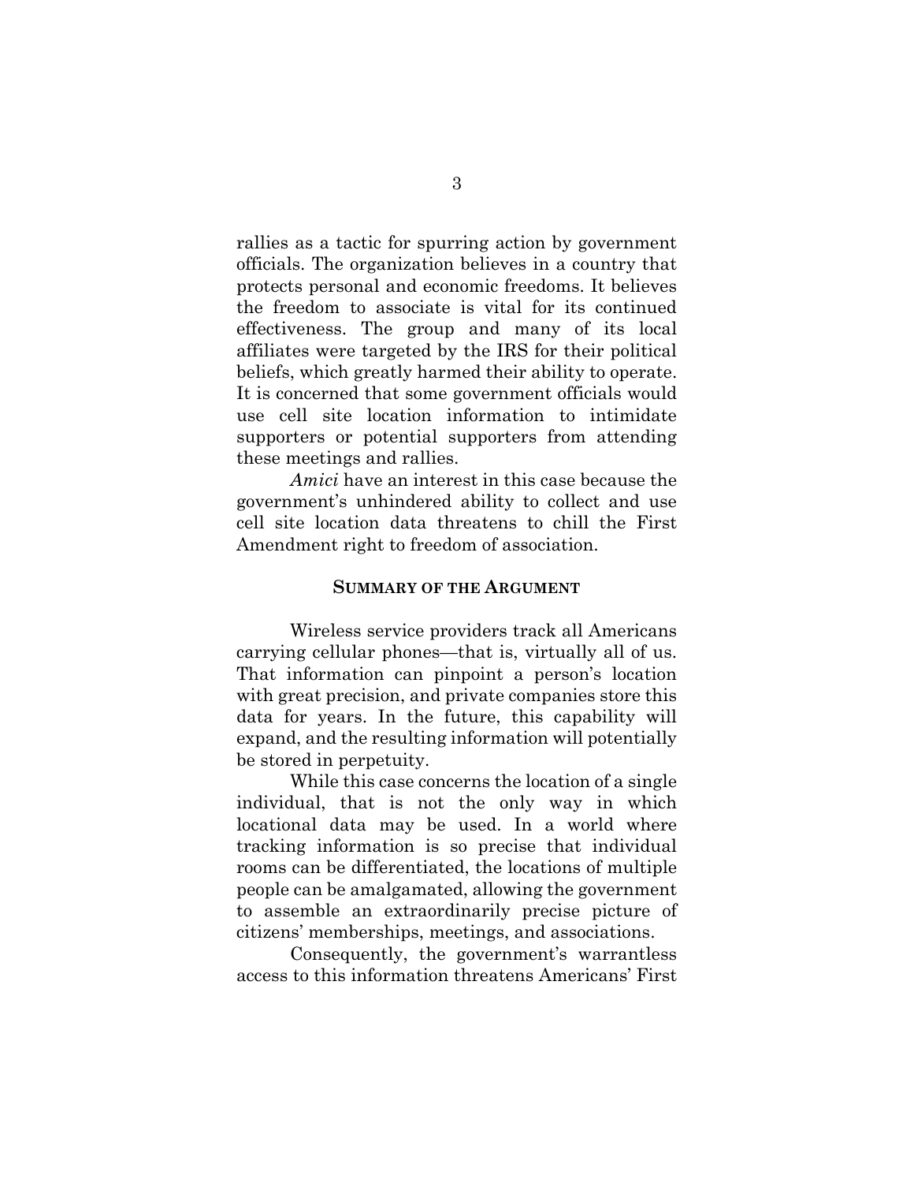rallies as a tactic for spurring action by government officials. The organization believes in a country that protects personal and economic freedoms. It believes the freedom to associate is vital for its continued effectiveness. The group and many of its local affiliates were targeted by the IRS for their political beliefs, which greatly harmed their ability to operate. It is concerned that some government officials would use cell site location information to intimidate supporters or potential supporters from attending these meetings and rallies.

*Amici* have an interest in this case because the government's unhindered ability to collect and use cell site location data threatens to chill the First Amendment right to freedom of association.

## SUMMARY OF THE ARGUMENT

Wireless service providers track all Americans carrying cellular phones—that is, virtually all of us. That information can pinpoint a person's location with great precision, and private companies store this data for years. In the future, this capability will expand, and the resulting information will potentially be stored in perpetuity.

While this case concerns the location of a single individual, that is not the only way in which locational data may be used. In a world where tracking information is so precise that individual rooms can be differentiated, the locations of multiple people can be amalgamated, allowing the government to assemble an extraordinarily precise picture of citizens' memberships, meetings, and associations.

Consequently, the government's warrantless access to this information threatens Americans' First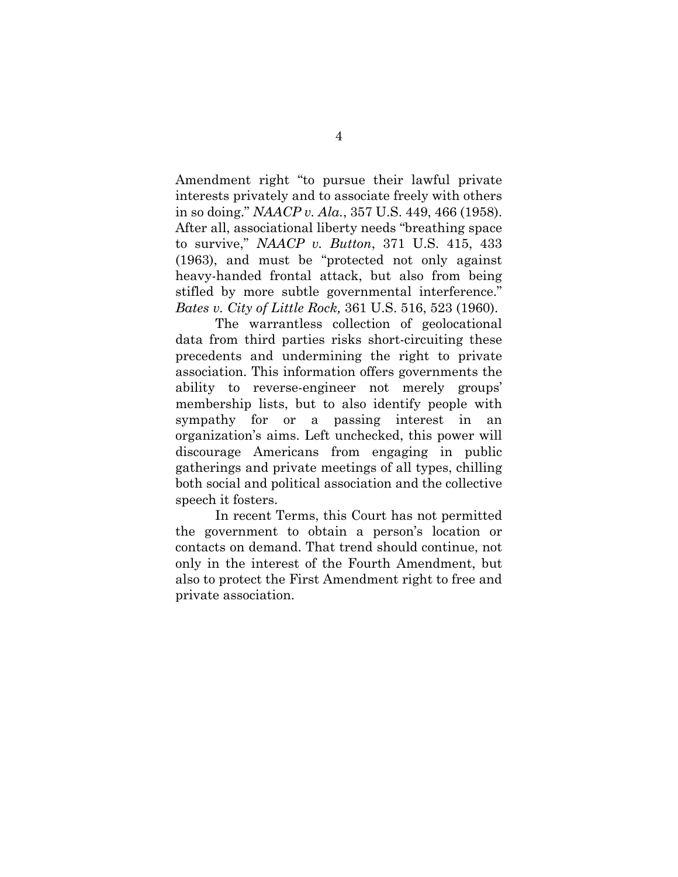Amendment right "to pursue their lawful private interests privately and to associate freely with others in so doing." *NAACP v. Ala.*, 357 U.S. 449, 466 (1958). After all, associational liberty needs "breathing space to survive," *NAACP v. Button*, 371 U.S. 415, 433 (1963), and must be "protected not only against heavy-handed frontal attack, but also from being stifled by more subtle governmental interference." *Bates v. City of Little Rock,* 361 U.S. 516, 523 (1960).

The warrantless collection of geolocational data from third parties risks short-circuiting these precedents and undermining the right to private association. This information offers governments the ability to reverse-engineer not merely groups' membership lists, but to also identify people with sympathy for or a passing interest in an organization's aims. Left unchecked, this power will discourage Americans from engaging in public gatherings and private meetings of all types, chilling both social and political association and the collective speech it fosters.

In recent Terms, this Court has not permitted the government to obtain a person's location or contacts on demand. That trend should continue, not only in the interest of the Fourth Amendment, but also to protect the First Amendment right to free and private association.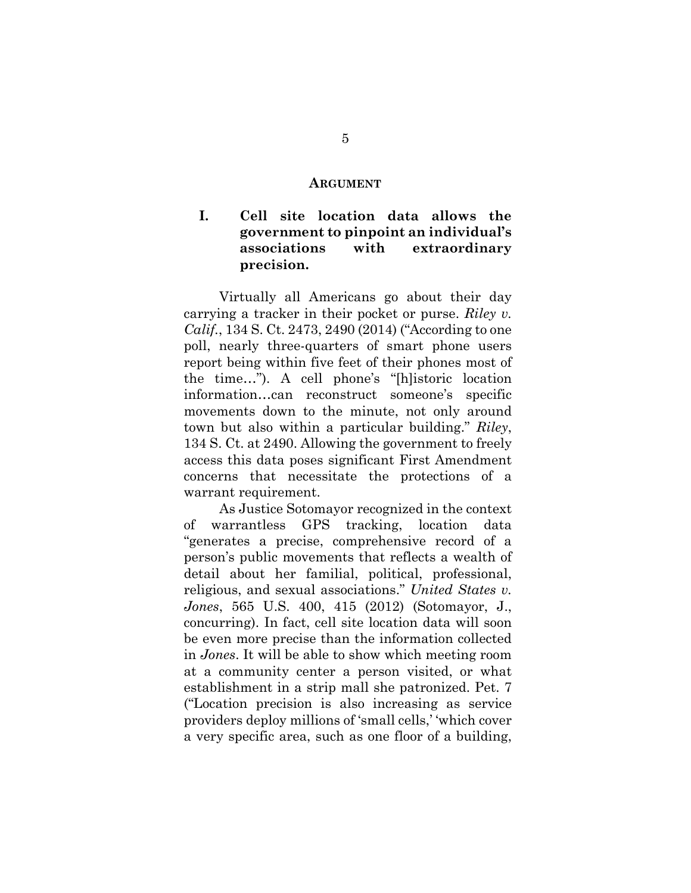## Argument

### I. Cell site location data allows the government to pinpoint an individual's associations with extraordinary precision.

Virtually all Americans go about their day carrying a tracker in their pocket or purse. *Riley v. Calif.*, 134 S. Ct. 2473, 2490 (2014) ("According to one poll, nearly three-quarters of smart phone users report being within five feet of their phones most of the time…"). A cell phone's "[h]istoric location information…can reconstruct someone's specific movements down to the minute, not only around town but also within a particular building." *Riley*, 134 S. Ct. at 2490. Allowing the government to freely access this data poses significant First Amendment concerns that necessitate the protections of a warrant requirement.

As Justice Sotomayor recognized in the context of warrantless GPS tracking, location data "generates a precise, comprehensive record of a person's public movements that reflects a wealth of detail about her familial, political, professional, religious, and sexual associations." *United States v. Jones*, 565 U.S. 400, 415 (2012) (Sotomayor, J., concurring). In fact, cell site location data will soon be even more precise than the information collected in *Jones*. It will be able to show which meeting room at a community center a person visited, or what establishment in a strip mall she patronized. Pet. 7 ("Location precision is also increasing as service providers deploy millions of 'small cells,' 'which cover a very specific area, such as one floor of a building,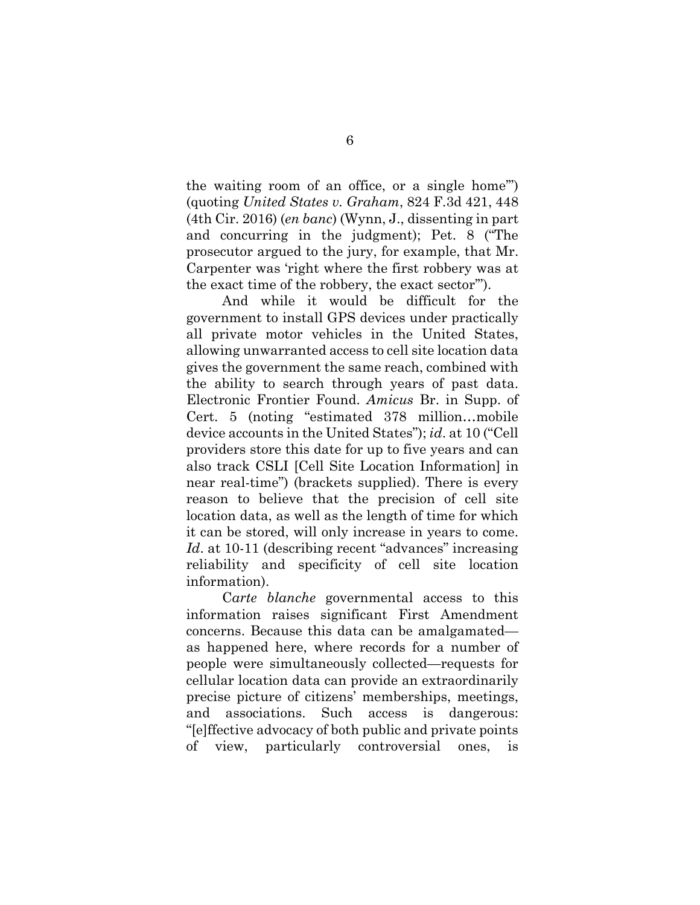the waiting room of an office, or a single home'") (quoting *United States v. Graham*, 824 F.3d 421, 448 (4th Cir. 2016) (*en banc*) (Wynn, J., dissenting in part and concurring in the judgment); Pet. 8 ("The prosecutor argued to the jury, for example, that Mr. Carpenter was 'right where the first robbery was at the exact time of the robbery, the exact sector'").

And while it would be difficult for the government to install GPS devices under practically all private motor vehicles in the United States, allowing unwarranted access to cell site location data gives the government the same reach, combined with the ability to search through years of past data. Electronic Frontier Found. *Amicus* Br. in Supp. of Cert. 5 (noting "estimated 378 million…mobile device accounts in the United States"); *id*. at 10 ("Cell providers store this date for up to five years and can also track CSLI [Cell Site Location Information] in near real-time") (brackets supplied). There is every reason to believe that the precision of cell site location data, as well as the length of time for which it can be stored, will only increase in years to come. *Id*. at 10-11 (describing recent "advances" increasing reliability and specificity of cell site location information).

C*arte blanche* governmental access to this information raises significant First Amendment concerns. Because this data can be amalgamated—as happened here, where records for a number of people were simultaneously collected—requests for cellular location data can provide an extraordinarily precise picture of citizens' memberships, meetings, and associations. Such access is dangerous: "[e]ffective advocacy of both public and private points of view, particularly controversial ones, is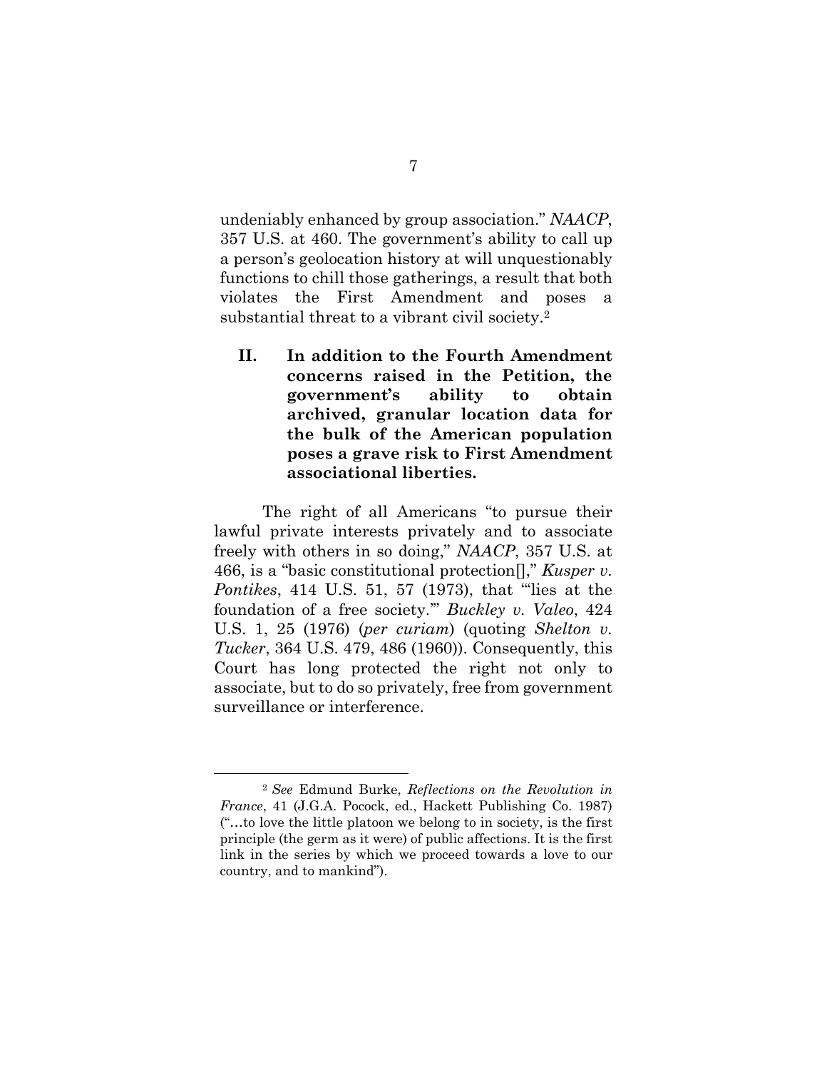undeniably enhanced by group association." *NAACP*, 357 U.S. at 460. The government's ability to call up a person's geolocation history at will unquestionably functions to chill those gatherings, a result that both violates the First Amendment and poses a substantial threat to a vibrant civil society.[2]

## II. In addition to the Fourth Amendment concerns raised in the Petition, the government's ability to obtain archived, granular location data for the bulk of the American population poses a grave risk to First Amendment associational liberties.

The right of all Americans "to pursue their lawful private interests privately and to associate freely with others in so doing," *NAACP*, 357 U.S. at 466, is a "basic constitutional protection[]," *Kusper v. Pontikes*, 414 U.S. 51, 57 (1973), that "'lies at the foundation of a free society.'" *Buckley v. Valeo*, 424 U.S. 1, 25 (1976) (*per curiam*) (quoting *Shelton v. Tucker*, 364 U.S. 479, 486 (1960)). Consequently, this Court has long protected the right not only to associate, but to do so privately, free from government surveillance or interference.

---

[2] *See* Edmund Burke, *Reflections on the Revolution in France*, 41 (J.G.A. Pocock, ed., Hackett Publishing Co. 1987) ("…to love the little platoon we belong to in society, is the first principle (the germ as it were) of public affections. It is the first link in the series by which we proceed towards a love to our country, and to mankind").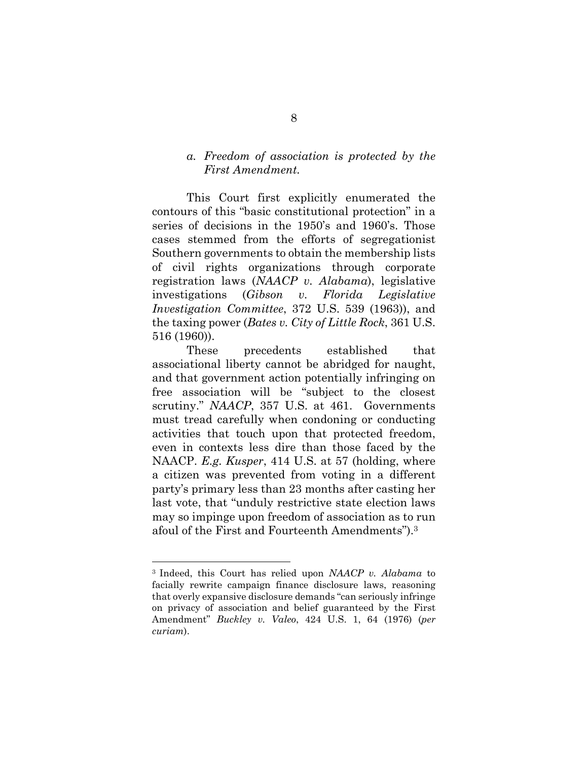### *a. Freedom of association is protected by the First Amendment.*

This Court first explicitly enumerated the contours of this "basic constitutional protection" in a series of decisions in the 1950's and 1960's. Those cases stemmed from the efforts of segregationist Southern governments to obtain the membership lists of civil rights organizations through corporate registration laws (*NAACP v. Alabama*), legislative investigations (*Gibson v. Florida Legislative Investigation Committee*, 372 U.S. 539 (1963)), and the taxing power (*Bates v. City of Little Rock*, 361 U.S. 516 (1960)).

These precedents established that associational liberty cannot be abridged for naught, and that government action potentially infringing on free association will be "subject to the closest scrutiny." *NAACP*, 357 U.S. at 461. Governments must tread carefully when condoning or conducting activities that touch upon that protected freedom, even in contexts less dire than those faced by the NAACP. *E.g. Kusper*, 414 U.S. at 57 (holding, where a citizen was prevented from voting in a different party's primary less than 23 months after casting her last vote, that "unduly restrictive state election laws may so impinge upon freedom of association as to run afoul of the First and Fourteenth Amendments").[3]

---

[3] Indeed, this Court has relied upon *NAACP v. Alabama* to facially rewrite campaign finance disclosure laws, reasoning that overly expansive disclosure demands "can seriously infringe on privacy of association and belief guaranteed by the First Amendment" *Buckley v. Valeo*, 424 U.S. 1, 64 (1976) (*per curiam*).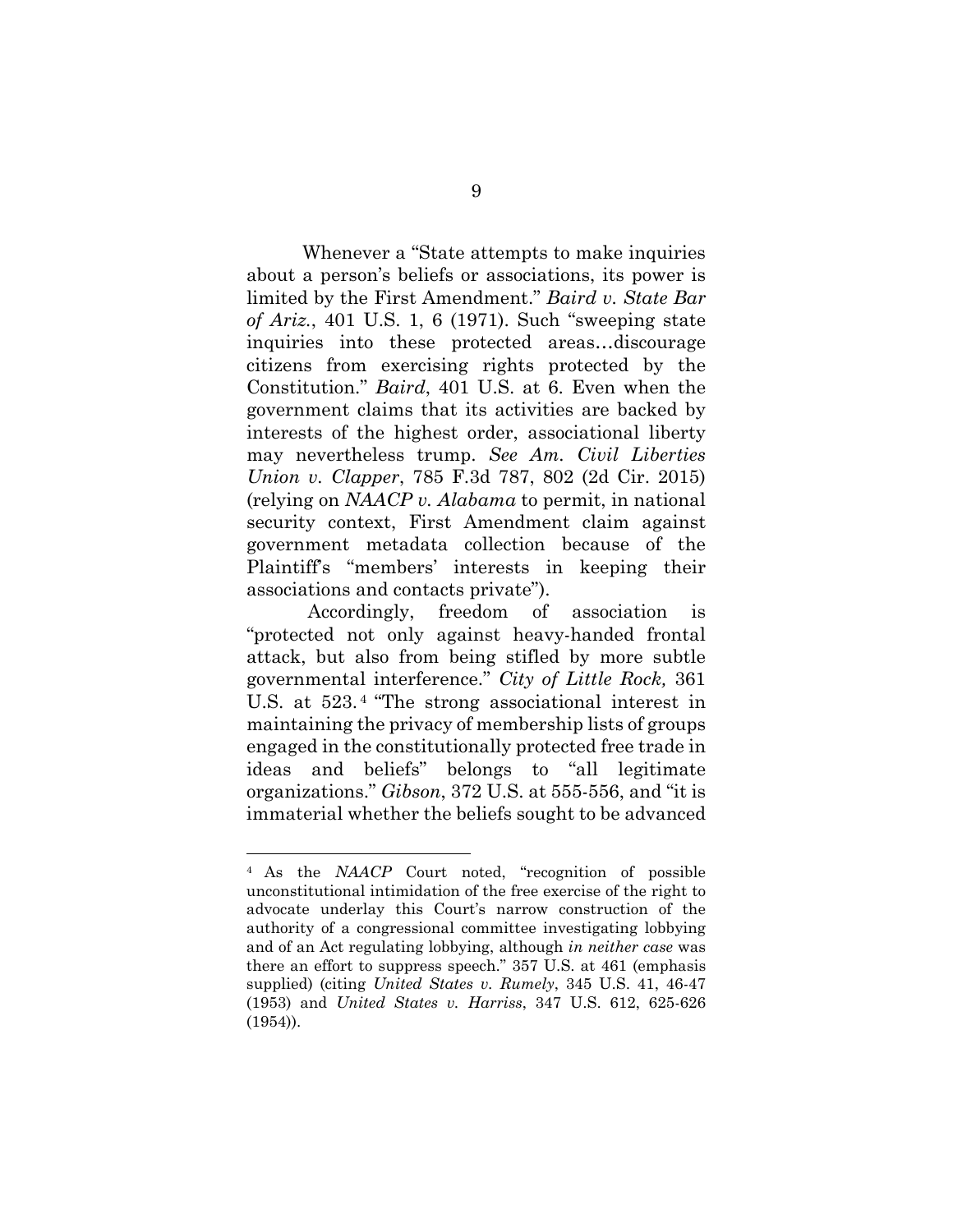Whenever a "State attempts to make inquiries about a person's beliefs or associations, its power is limited by the First Amendment." *Baird v. State Bar of Ariz.*, 401 U.S. 1, 6 (1971). Such "sweeping state inquiries into these protected areas…discourage citizens from exercising rights protected by the Constitution." *Baird*, 401 U.S. at 6. Even when the government claims that its activities are backed by interests of the highest order, associational liberty may nevertheless trump. *See Am. Civil Liberties Union v. Clapper*, 785 F.3d 787, 802 (2d Cir. 2015) (relying on *NAACP v. Alabama* to permit, in national security context, First Amendment claim against government metadata collection because of the Plaintiff's "members' interests in keeping their associations and contacts private").

Accordingly, freedom of association is "protected not only against heavy-handed frontal attack, but also from being stifled by more subtle governmental interference." *City of Little Rock,* 361 U.S. at 523.[4] "The strong associational interest in maintaining the privacy of membership lists of groups engaged in the constitutionally protected free trade in ideas and beliefs" belongs to "all legitimate organizations." *Gibson*, 372 U.S. at 555-556, and "it is immaterial whether the beliefs sought to be advanced

---

[4] As the *NAACP* Court noted, "recognition of possible unconstitutional intimidation of the free exercise of the right to advocate underlay this Court's narrow construction of the authority of a congressional committee investigating lobbying and of an Act regulating lobbying, although *in neither case* was there an effort to suppress speech." 357 U.S. at 461 (emphasis supplied) (citing *United States v. Rumely*, 345 U.S. 41, 46-47 (1953) and *United States v. Harriss*, 347 U.S. 612, 625-626 (1954)).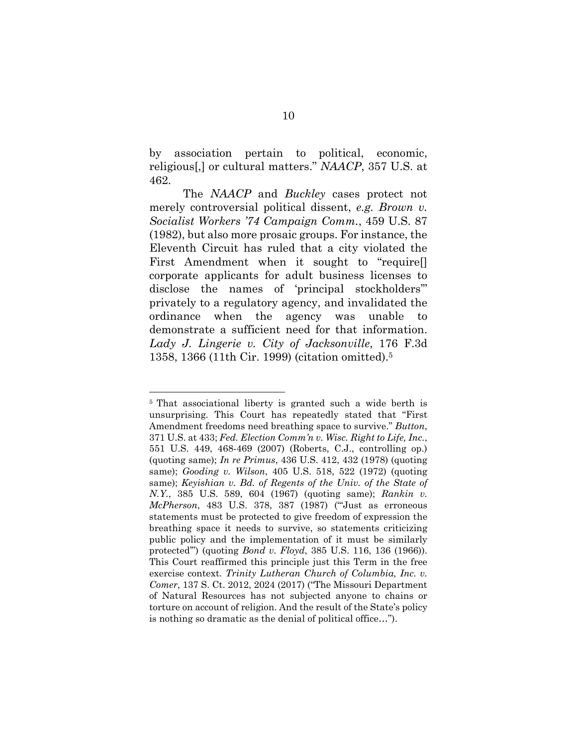by association pertain to political, economic, religious[,] or cultural matters." *NAACP*, 357 U.S. at 462.

The *NAACP* and *Buckley* cases protect not merely controversial political dissent, *e.g. Brown v. Socialist Workers '74 Campaign Comm.*, 459 U.S. 87 (1982), but also more prosaic groups. For instance, the Eleventh Circuit has ruled that a city violated the First Amendment when it sought to "require[] corporate applicants for adult business licenses to disclose the names of 'principal stockholders'" privately to a regulatory agency, and invalidated the ordinance when the agency was unable to demonstrate a sufficient need for that information. *Lady J. Lingerie v. City of Jacksonville*, 176 F.3d 1358, 1366 (11th Cir. 1999) (citation omitted).[5]

---

[5] That associational liberty is granted such a wide berth is unsurprising. This Court has repeatedly stated that "First Amendment freedoms need breathing space to survive." *Button*, 371 U.S. at 433; *Fed. Election Comm'n v. Wisc. Right to Life, Inc.*, 551 U.S. 449, 468-469 (2007) (Roberts, C.J., controlling op.) (quoting same); *In re Primus*, 436 U.S. 412, 432 (1978) (quoting same); *Gooding v. Wilson*, 405 U.S. 518, 522 (1972) (quoting same); *Keyishian v. Bd. of Regents of the Univ. of the State of N.Y.*, 385 U.S. 589, 604 (1967) (quoting same); *Rankin v. McPherson*, 483 U.S. 378, 387 (1987) ("'Just as erroneous statements must be protected to give freedom of expression the breathing space it needs to survive, so statements criticizing public policy and the implementation of it must be similarly protected'") (quoting *Bond v. Floyd*, 385 U.S. 116, 136 (1966)). This Court reaffirmed this principle just this Term in the free exercise context. *Trinity Lutheran Church of Columbia, Inc. v. Comer*, 137 S. Ct. 2012, 2024 (2017) ("The Missouri Department of Natural Resources has not subjected anyone to chains or torture on account of religion. And the result of the State's policy is nothing so dramatic as the denial of political office…").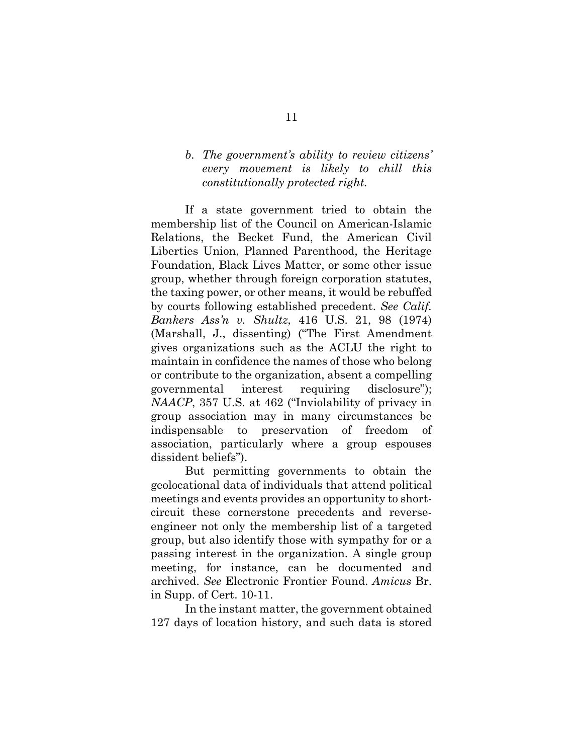*b. The government's ability to review citizens' every movement is likely to chill this constitutionally protected right.*

If a state government tried to obtain the membership list of the Council on American-Islamic Relations, the Becket Fund, the American Civil Liberties Union, Planned Parenthood, the Heritage Foundation, Black Lives Matter, or some other issue group, whether through foreign corporation statutes, the taxing power, or other means, it would be rebuffed by courts following established precedent. *See Calif. Bankers Ass'n v. Shultz*, 416 U.S. 21, 98 (1974) (Marshall, J., dissenting) ("The First Amendment gives organizations such as the ACLU the right to maintain in confidence the names of those who belong or contribute to the organization, absent a compelling governmental interest requiring disclosure"); *NAACP*, 357 U.S. at 462 ("Inviolability of privacy in group association may in many circumstances be indispensable to preservation of freedom of association, particularly where a group espouses dissident beliefs").

But permitting governments to obtain the geolocational data of individuals that attend political meetings and events provides an opportunity to short-circuit these cornerstone precedents and reverse-engineer not only the membership list of a targeted group, but also identify those with sympathy for or a passing interest in the organization. A single group meeting, for instance, can be documented and archived. *See* Electronic Frontier Found. *Amicus* Br. in Supp. of Cert. 10-11.

In the instant matter, the government obtained 127 days of location history, and such data is stored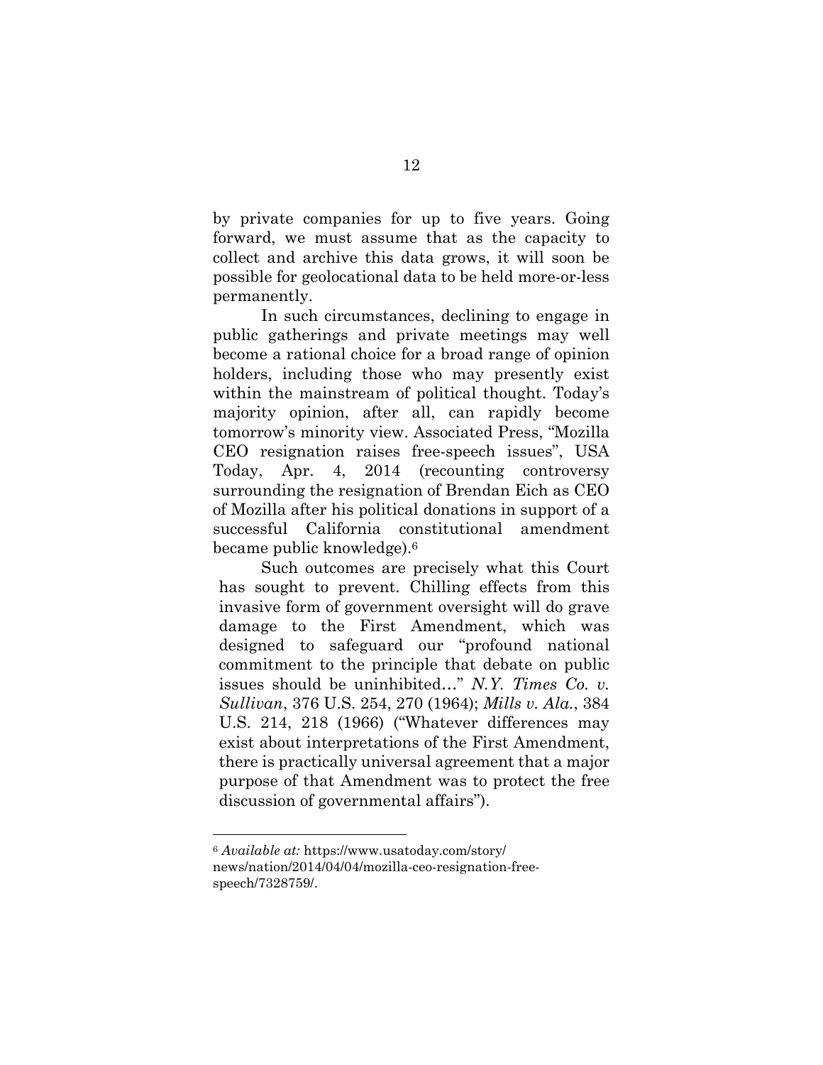by private companies for up to five years. Going forward, we must assume that as the capacity to collect and archive this data grows, it will soon be possible for geolocational data to be held more-or-less permanently.

In such circumstances, declining to engage in public gatherings and private meetings may well become a rational choice for a broad range of opinion holders, including those who may presently exist within the mainstream of political thought. Today's majority opinion, after all, can rapidly become tomorrow's minority view. Associated Press, "Mozilla CEO resignation raises free-speech issues", USA Today, Apr. 4, 2014 (recounting controversy surrounding the resignation of Brendan Eich as CEO of Mozilla after his political donations in support of a successful California constitutional amendment became public knowledge).[6]

Such outcomes are precisely what this Court has sought to prevent. Chilling effects from this invasive form of government oversight will do grave damage to the First Amendment, which was designed to safeguard our "profound national commitment to the principle that debate on public issues should be uninhibited…" *N.Y. Times Co. v. Sullivan*, 376 U.S. 254, 270 (1964); *Mills v. Ala.*, 384 U.S. 214, 218 (1966) ("Whatever differences may exist about interpretations of the First Amendment, there is practically universal agreement that a major purpose of that Amendment was to protect the free discussion of governmental affairs").

---

[6] *Available at:* https://www.usatoday.com/story/news/nation/2014/04/04/mozilla-ceo-resignation-free-speech/7328759/.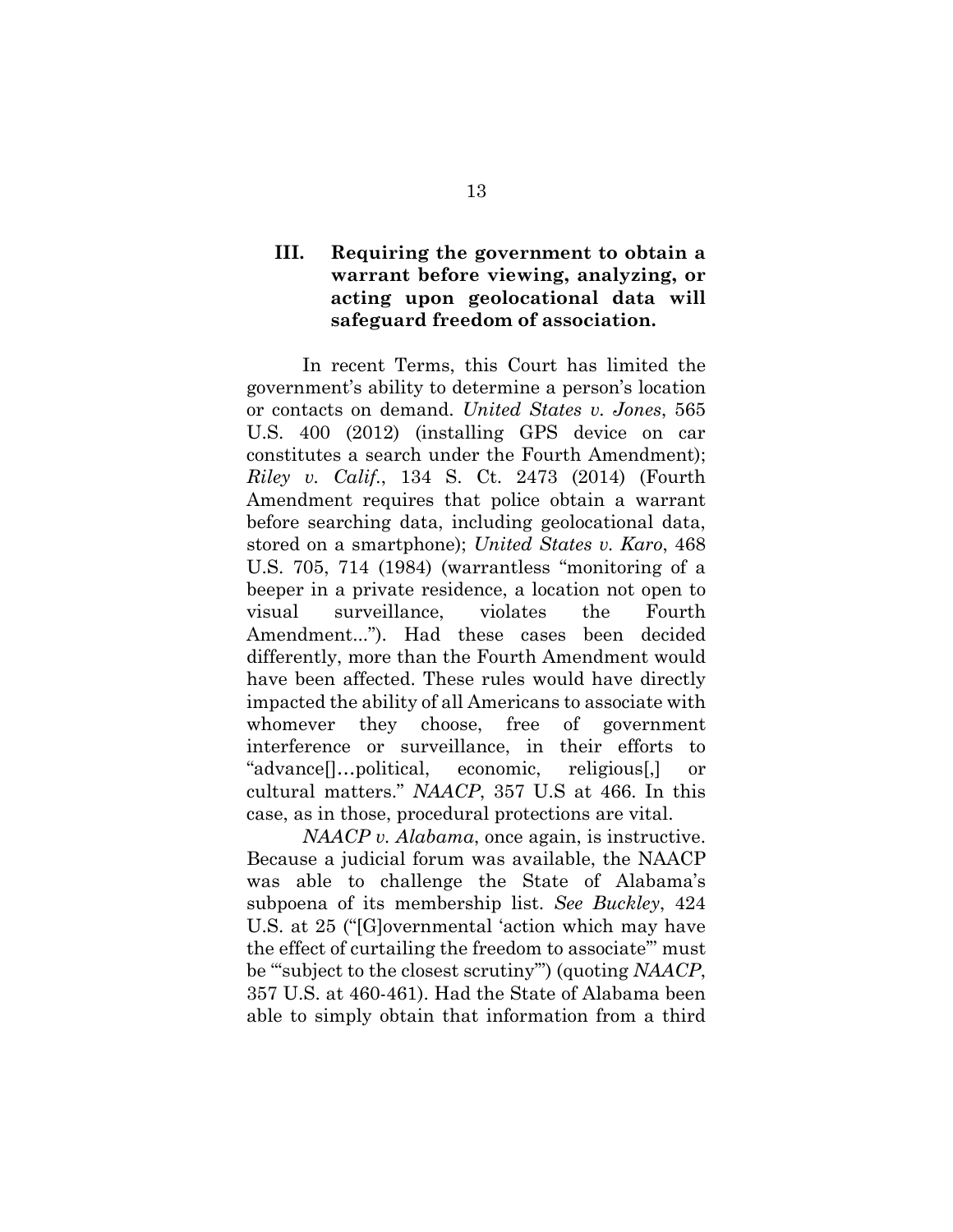## III. Requiring the government to obtain a warrant before viewing, analyzing, or acting upon geolocational data will safeguard freedom of association.

In recent Terms, this Court has limited the government's ability to determine a person's location or contacts on demand. *United States v. Jones*, 565 U.S. 400 (2012) (installing GPS device on car constitutes a search under the Fourth Amendment); *Riley v. Calif.*, 134 S. Ct. 2473 (2014) (Fourth Amendment requires that police obtain a warrant before searching data, including geolocational data, stored on a smartphone); *United States v. Karo*, 468 U.S. 705, 714 (1984) (warrantless "monitoring of a beeper in a private residence, a location not open to visual surveillance, violates the Fourth Amendment..."). Had these cases been decided differently, more than the Fourth Amendment would have been affected. These rules would have directly impacted the ability of all Americans to associate with whomever they choose, free of government interference or surveillance, in their efforts to "advance[]…political, economic, religious[,] or cultural matters." *NAACP*, 357 U.S at 466. In this case, as in those, procedural protections are vital.

*NAACP v. Alabama*, once again, is instructive. Because a judicial forum was available, the NAACP was able to challenge the State of Alabama's subpoena of its membership list. *See Buckley*, 424 U.S. at 25 ("[G]overnmental 'action which may have the effect of curtailing the freedom to associate'" must be "'subject to the closest scrutiny'") (quoting *NAACP*, 357 U.S. at 460-461). Had the State of Alabama been able to simply obtain that information from a third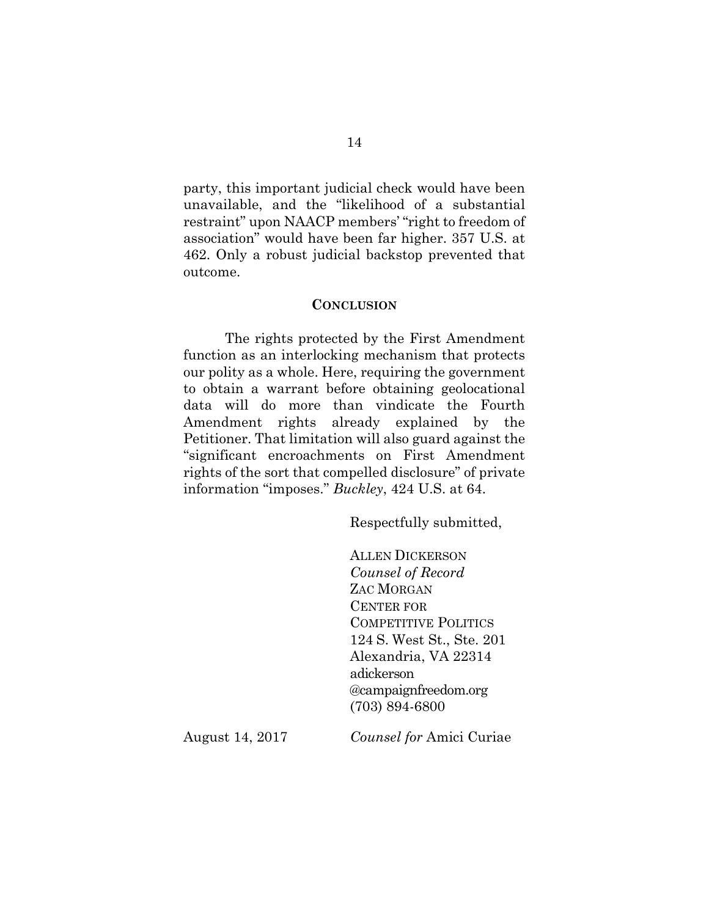party, this important judicial check would have been unavailable, and the "likelihood of a substantial restraint" upon NAACP members' "right to freedom of association" would have been far higher. 357 U.S. at 462. Only a robust judicial backstop prevented that outcome.

## CONCLUSION

The rights protected by the First Amendment function as an interlocking mechanism that protects our polity as a whole. Here, requiring the government to obtain a warrant before obtaining geolocational data will do more than vindicate the Fourth Amendment rights already explained by the Petitioner. That limitation will also guard against the "significant encroachments on First Amendment rights of the sort that compelled disclosure" of private information "imposes." *Buckley*, 424 U.S. at 64.

Respectfully submitted,

ALLEN DICKERSON  
*Counsel of Record*  
ZAC MORGAN  
CENTER FOR COMPETITIVE POLITICS  
124 S. West St., Ste. 201  
Alexandria, VA 22314  
adickerson@campaignfreedom.org  
(703) 894-6800

August 14, 2017

*Counsel for* Amici Curiae